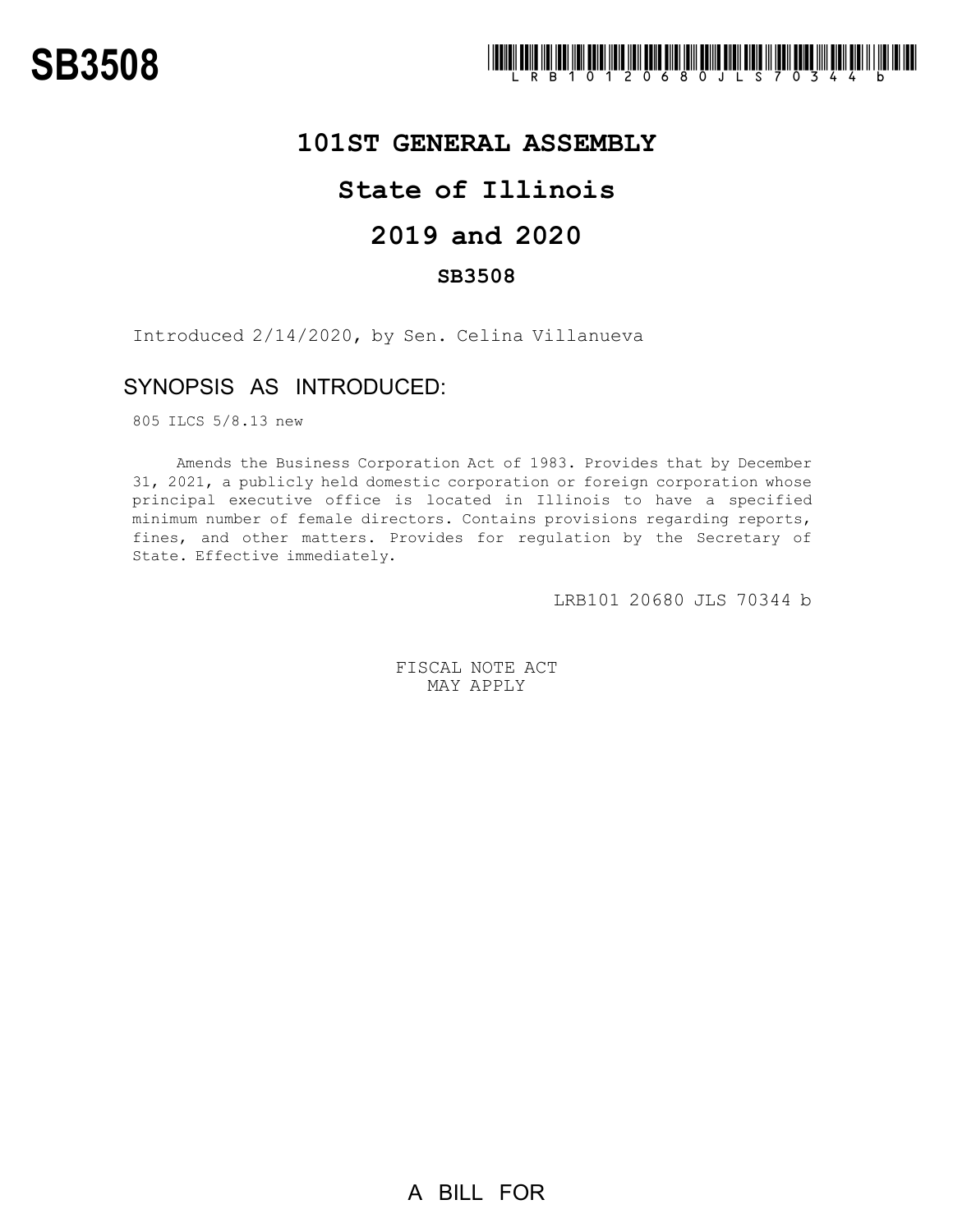# SB3508

LRB101 20680 JLS 70344 b

## 101ST GENERAL ASSEMBLY

## State of Illinois

## 2019 and 2020

### SB3508

Introduced 2/14/2020, by Sen. Celina Villanueva

## SYNOPSIS AS INTRODUCED:

805 ILCS 5/8.13 new

Amends the Business Corporation Act of 1983. Provides that by December 31, 2021, a publicly held domestic corporation or foreign corporation whose principal executive office is located in Illinois to have a specified minimum number of female directors. Contains provisions regarding reports, fines, and other matters. Provides for regulation by the Secretary of State. Effective immediately.

LRB101 20680 JLS 70344 b

FISCAL NOTE ACT
MAY APPLY

A BILL FOR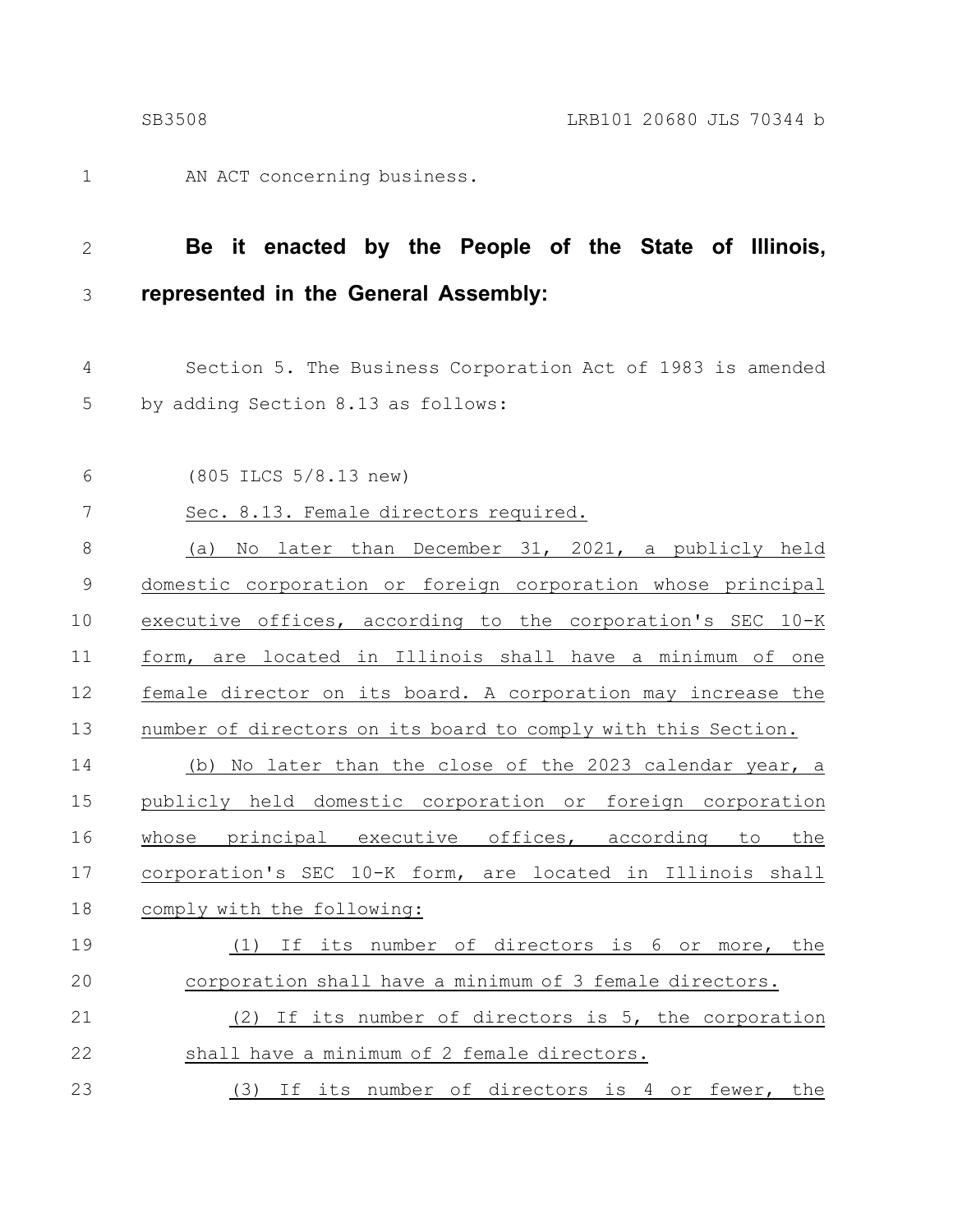AN ACT concerning business.

**Be it enacted by the People of the State of Illinois, represented in the General Assembly:**

Section 5. The Business Corporation Act of 1983 is amended by adding Section 8.13 as follows:

(805 ILCS 5/8.13 new)

Sec. 8.13. Female directors required.

(a) No later than December 31, 2021, a publicly held domestic corporation or foreign corporation whose principal executive offices, according to the corporation's SEC 10-K form, are located in Illinois shall have a minimum of one female director on its board. A corporation may increase the number of directors on its board to comply with this Section.

(b) No later than the close of the 2023 calendar year, a publicly held domestic corporation or foreign corporation whose principal executive offices, according to the corporation's SEC 10-K form, are located in Illinois shall comply with the following:

(1) If its number of directors is 6 or more, the corporation shall have a minimum of 3 female directors.

(2) If its number of directors is 5, the corporation shall have a minimum of 2 female directors.

(3) If its number of directors is 4 or fewer, the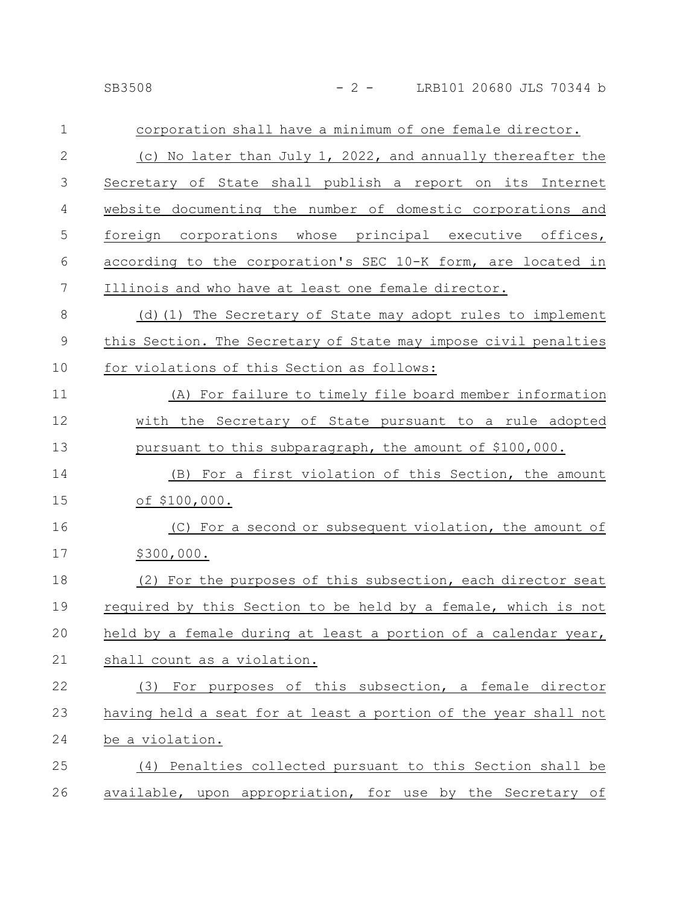corporation shall have a minimum of one female director.

(c) No later than July 1, 2022, and annually thereafter the Secretary of State shall publish a report on its Internet website documenting the number of domestic corporations and foreign corporations whose principal executive offices, according to the corporation's SEC 10-K form, are located in Illinois and who have at least one female director.

(d)(1) The Secretary of State may adopt rules to implement this Section. The Secretary of State may impose civil penalties for violations of this Section as follows:

(A) For failure to timely file board member information with the Secretary of State pursuant to a rule adopted pursuant to this subparagraph, the amount of $100,000.

(B) For a first violation of this Section, the amount of $100,000.

(C) For a second or subsequent violation, the amount of $300,000.

(2) For the purposes of this subsection, each director seat required by this Section to be held by a female, which is not held by a female during at least a portion of a calendar year, shall count as a violation.

(3) For purposes of this subsection, a female director having held a seat for at least a portion of the year shall not be a violation.

(4) Penalties collected pursuant to this Section shall be available, upon appropriation, for use by the Secretary of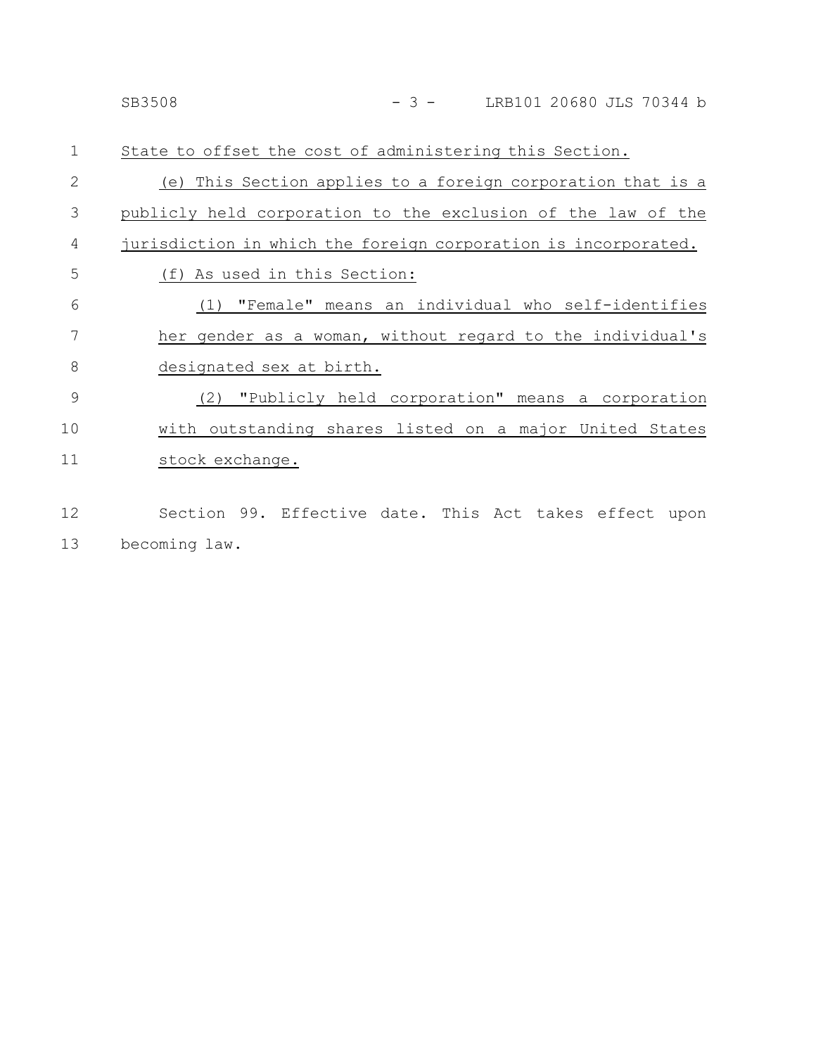State to offset the cost of administering this Section.

(e) This Section applies to a foreign corporation that is a publicly held corporation to the exclusion of the law of the jurisdiction in which the foreign corporation is incorporated.

(f) As used in this Section:

(1) "Female" means an individual who self-identifies her gender as a woman, without regard to the individual's designated sex at birth.

(2) "Publicly held corporation" means a corporation with outstanding shares listed on a major United States stock exchange.

Section 99. Effective date. This Act takes effect upon becoming law.